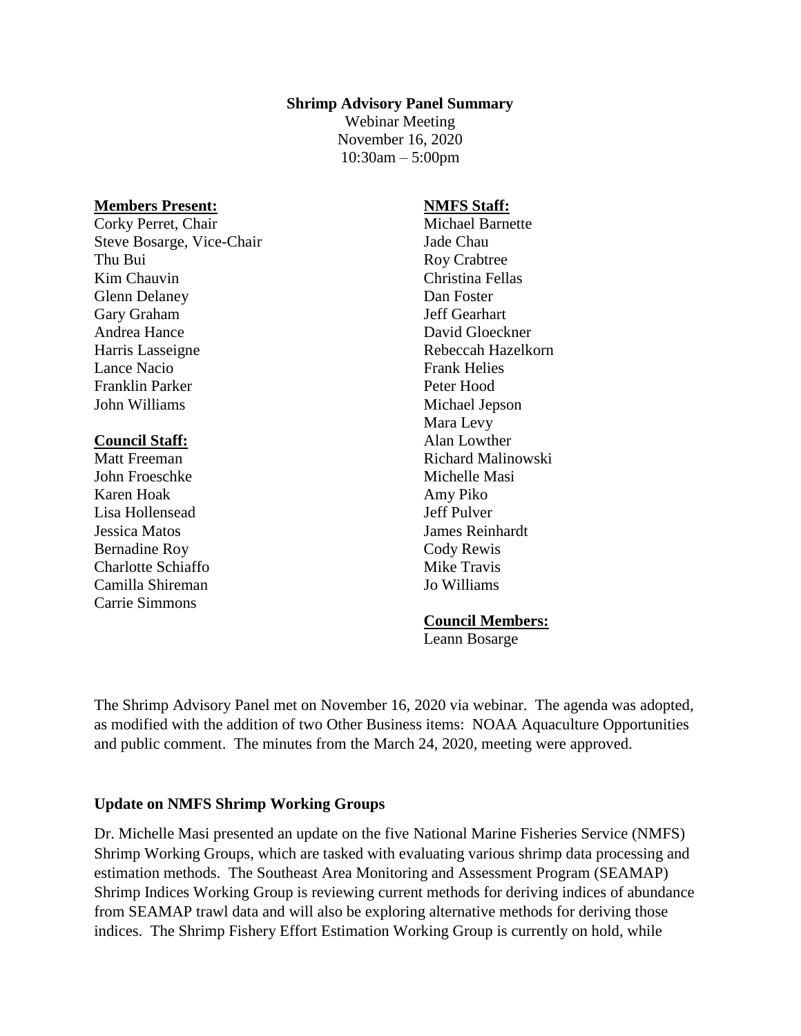**Shrimp Advisory Panel Summary**

Webinar Meeting
November 16, 2020
10:30am – 5:00pm

**Members Present:**

Corky Perret, Chair
Steve Bosarge, Vice-Chair
Thu Bui
Kim Chauvin
Glenn Delaney
Gary Graham
Andrea Hance
Harris Lasseigne
Lance Nacio
Franklin Parker
John Williams

**Council Staff:**

Matt Freeman
John Froeschke
Karen Hoak
Lisa Hollensead
Jessica Matos
Bernadine Roy
Charlotte Schiaffo
Camilla Shireman
Carrie Simmons

**NMFS Staff:**

Michael Barnette
Jade Chau
Roy Crabtree
Christina Fellas
Dan Foster
Jeff Gearhart
David Gloeckner
Rebeccah Hazelkorn
Frank Helies
Peter Hood
Michael Jepson
Mara Levy
Alan Lowther
Richard Malinowski
Michelle Masi
Amy Piko
Jeff Pulver
James Reinhardt
Cody Rewis
Mike Travis
Jo Williams

**Council Members:**

Leann Bosarge

The Shrimp Advisory Panel met on November 16, 2020 via webinar. The agenda was adopted, as modified with the addition of two Other Business items: NOAA Aquaculture Opportunities and public comment. The minutes from the March 24, 2020, meeting were approved.

**Update on NMFS Shrimp Working Groups**

Dr. Michelle Masi presented an update on the five National Marine Fisheries Service (NMFS) Shrimp Working Groups, which are tasked with evaluating various shrimp data processing and estimation methods. The Southeast Area Monitoring and Assessment Program (SEAMAP) Shrimp Indices Working Group is reviewing current methods for deriving indices of abundance from SEAMAP trawl data and will also be exploring alternative methods for deriving those indices. The Shrimp Fishery Effort Estimation Working Group is currently on hold, while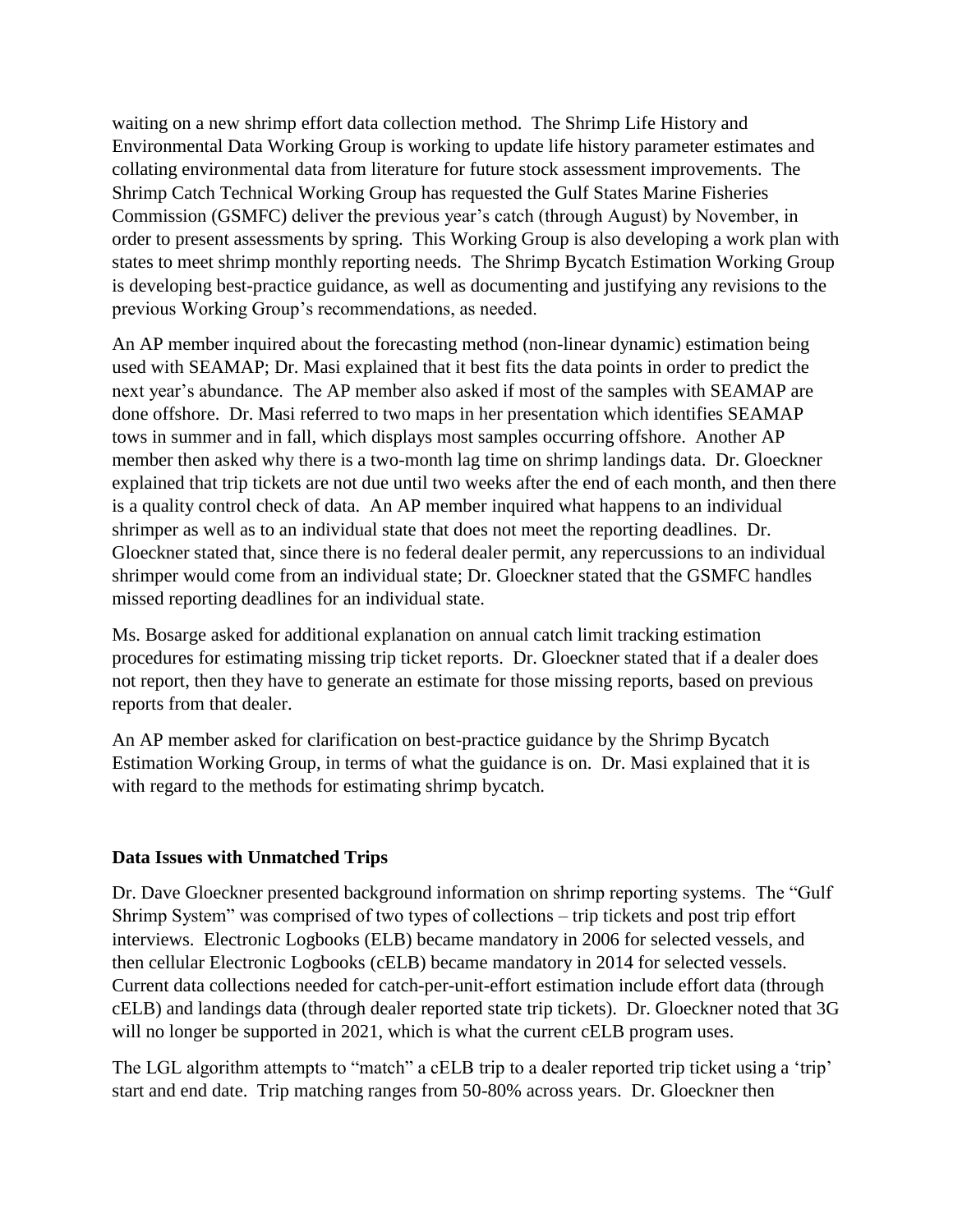waiting on a new shrimp effort data collection method. The Shrimp Life History and Environmental Data Working Group is working to update life history parameter estimates and collating environmental data from literature for future stock assessment improvements. The Shrimp Catch Technical Working Group has requested the Gulf States Marine Fisheries Commission (GSMFC) deliver the previous year's catch (through August) by November, in order to present assessments by spring. This Working Group is also developing a work plan with states to meet shrimp monthly reporting needs. The Shrimp Bycatch Estimation Working Group is developing best-practice guidance, as well as documenting and justifying any revisions to the previous Working Group's recommendations, as needed.

An AP member inquired about the forecasting method (non-linear dynamic) estimation being used with SEAMAP; Dr. Masi explained that it best fits the data points in order to predict the next year's abundance. The AP member also asked if most of the samples with SEAMAP are done offshore. Dr. Masi referred to two maps in her presentation which identifies SEAMAP tows in summer and in fall, which displays most samples occurring offshore. Another AP member then asked why there is a two-month lag time on shrimp landings data. Dr. Gloeckner explained that trip tickets are not due until two weeks after the end of each month, and then there is a quality control check of data. An AP member inquired what happens to an individual shrimper as well as to an individual state that does not meet the reporting deadlines. Dr. Gloeckner stated that, since there is no federal dealer permit, any repercussions to an individual shrimper would come from an individual state; Dr. Gloeckner stated that the GSMFC handles missed reporting deadlines for an individual state.

Ms. Bosarge asked for additional explanation on annual catch limit tracking estimation procedures for estimating missing trip ticket reports. Dr. Gloeckner stated that if a dealer does not report, then they have to generate an estimate for those missing reports, based on previous reports from that dealer.

An AP member asked for clarification on best-practice guidance by the Shrimp Bycatch Estimation Working Group, in terms of what the guidance is on. Dr. Masi explained that it is with regard to the methods for estimating shrimp bycatch.

**Data Issues with Unmatched Trips**

Dr. Dave Gloeckner presented background information on shrimp reporting systems. The "Gulf Shrimp System" was comprised of two types of collections – trip tickets and post trip effort interviews. Electronic Logbooks (ELB) became mandatory in 2006 for selected vessels, and then cellular Electronic Logbooks (cELB) became mandatory in 2014 for selected vessels. Current data collections needed for catch-per-unit-effort estimation include effort data (through cELB) and landings data (through dealer reported state trip tickets). Dr. Gloeckner noted that 3G will no longer be supported in 2021, which is what the current cELB program uses.

The LGL algorithm attempts to "match" a cELB trip to a dealer reported trip ticket using a 'trip' start and end date. Trip matching ranges from 50-80% across years. Dr. Gloeckner then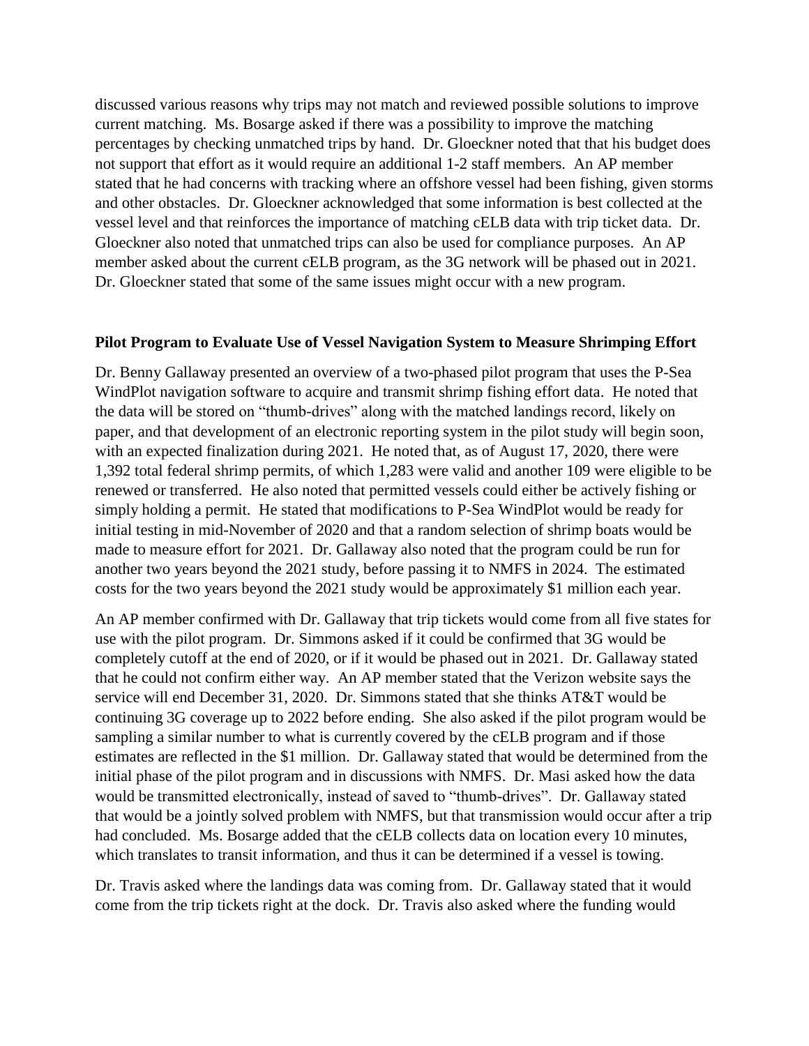discussed various reasons why trips may not match and reviewed possible solutions to improve current matching. Ms. Bosarge asked if there was a possibility to improve the matching percentages by checking unmatched trips by hand. Dr. Gloeckner noted that that his budget does not support that effort as it would require an additional 1-2 staff members. An AP member stated that he had concerns with tracking where an offshore vessel had been fishing, given storms and other obstacles. Dr. Gloeckner acknowledged that some information is best collected at the vessel level and that reinforces the importance of matching cELB data with trip ticket data. Dr. Gloeckner also noted that unmatched trips can also be used for compliance purposes. An AP member asked about the current cELB program, as the 3G network will be phased out in 2021. Dr. Gloeckner stated that some of the same issues might occur with a new program.

**Pilot Program to Evaluate Use of Vessel Navigation System to Measure Shrimping Effort**

Dr. Benny Gallaway presented an overview of a two-phased pilot program that uses the P-Sea WindPlot navigation software to acquire and transmit shrimp fishing effort data. He noted that the data will be stored on "thumb-drives" along with the matched landings record, likely on paper, and that development of an electronic reporting system in the pilot study will begin soon, with an expected finalization during 2021. He noted that, as of August 17, 2020, there were 1,392 total federal shrimp permits, of which 1,283 were valid and another 109 were eligible to be renewed or transferred. He also noted that permitted vessels could either be actively fishing or simply holding a permit. He stated that modifications to P-Sea WindPlot would be ready for initial testing in mid-November of 2020 and that a random selection of shrimp boats would be made to measure effort for 2021. Dr. Gallaway also noted that the program could be run for another two years beyond the 2021 study, before passing it to NMFS in 2024. The estimated costs for the two years beyond the 2021 study would be approximately $1 million each year.

An AP member confirmed with Dr. Gallaway that trip tickets would come from all five states for use with the pilot program. Dr. Simmons asked if it could be confirmed that 3G would be completely cutoff at the end of 2020, or if it would be phased out in 2021. Dr. Gallaway stated that he could not confirm either way. An AP member stated that the Verizon website says the service will end December 31, 2020. Dr. Simmons stated that she thinks AT&T would be continuing 3G coverage up to 2022 before ending. She also asked if the pilot program would be sampling a similar number to what is currently covered by the cELB program and if those estimates are reflected in the $1 million. Dr. Gallaway stated that would be determined from the initial phase of the pilot program and in discussions with NMFS. Dr. Masi asked how the data would be transmitted electronically, instead of saved to "thumb-drives". Dr. Gallaway stated that would be a jointly solved problem with NMFS, but that transmission would occur after a trip had concluded. Ms. Bosarge added that the cELB collects data on location every 10 minutes, which translates to transit information, and thus it can be determined if a vessel is towing.

Dr. Travis asked where the landings data was coming from. Dr. Gallaway stated that it would come from the trip tickets right at the dock. Dr. Travis also asked where the funding would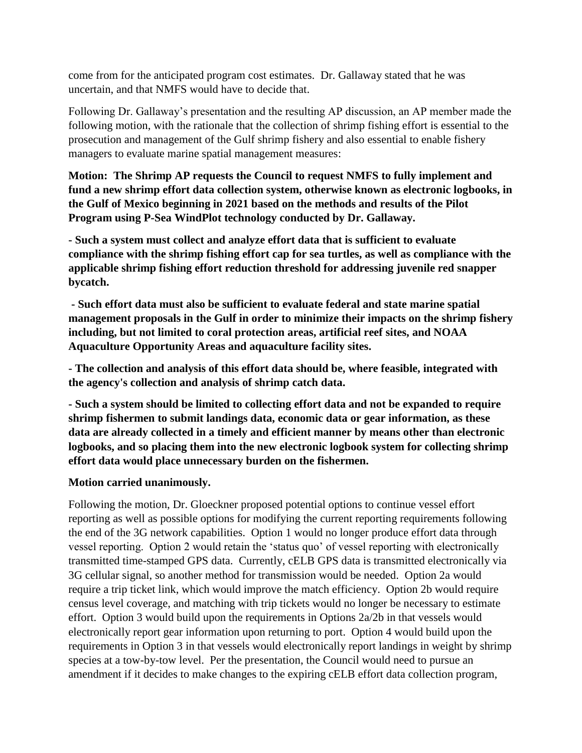come from for the anticipated program cost estimates. Dr. Gallaway stated that he was uncertain, and that NMFS would have to decide that.

Following Dr. Gallaway's presentation and the resulting AP discussion, an AP member made the following motion, with the rationale that the collection of shrimp fishing effort is essential to the prosecution and management of the Gulf shrimp fishery and also essential to enable fishery managers to evaluate marine spatial management measures:

**Motion: The Shrimp AP requests the Council to request NMFS to fully implement and fund a new shrimp effort data collection system, otherwise known as electronic logbooks, in the Gulf of Mexico beginning in 2021 based on the methods and results of the Pilot Program using P-Sea WindPlot technology conducted by Dr. Gallaway.**

**- Such a system must collect and analyze effort data that is sufficient to evaluate compliance with the shrimp fishing effort cap for sea turtles, as well as compliance with the applicable shrimp fishing effort reduction threshold for addressing juvenile red snapper bycatch.**

**- Such effort data must also be sufficient to evaluate federal and state marine spatial management proposals in the Gulf in order to minimize their impacts on the shrimp fishery including, but not limited to coral protection areas, artificial reef sites, and NOAA Aquaculture Opportunity Areas and aquaculture facility sites.**

**- The collection and analysis of this effort data should be, where feasible, integrated with the agency's collection and analysis of shrimp catch data.**

**- Such a system should be limited to collecting effort data and not be expanded to require shrimp fishermen to submit landings data, economic data or gear information, as these data are already collected in a timely and efficient manner by means other than electronic logbooks, and so placing them into the new electronic logbook system for collecting shrimp effort data would place unnecessary burden on the fishermen.**

**Motion carried unanimously.**

Following the motion, Dr. Gloeckner proposed potential options to continue vessel effort reporting as well as possible options for modifying the current reporting requirements following the end of the 3G network capabilities. Option 1 would no longer produce effort data through vessel reporting. Option 2 would retain the 'status quo' of vessel reporting with electronically transmitted time-stamped GPS data. Currently, cELB GPS data is transmitted electronically via 3G cellular signal, so another method for transmission would be needed. Option 2a would require a trip ticket link, which would improve the match efficiency. Option 2b would require census level coverage, and matching with trip tickets would no longer be necessary to estimate effort. Option 3 would build upon the requirements in Options 2a/2b in that vessels would electronically report gear information upon returning to port. Option 4 would build upon the requirements in Option 3 in that vessels would electronically report landings in weight by shrimp species at a tow-by-tow level. Per the presentation, the Council would need to pursue an amendment if it decides to make changes to the expiring cELB effort data collection program,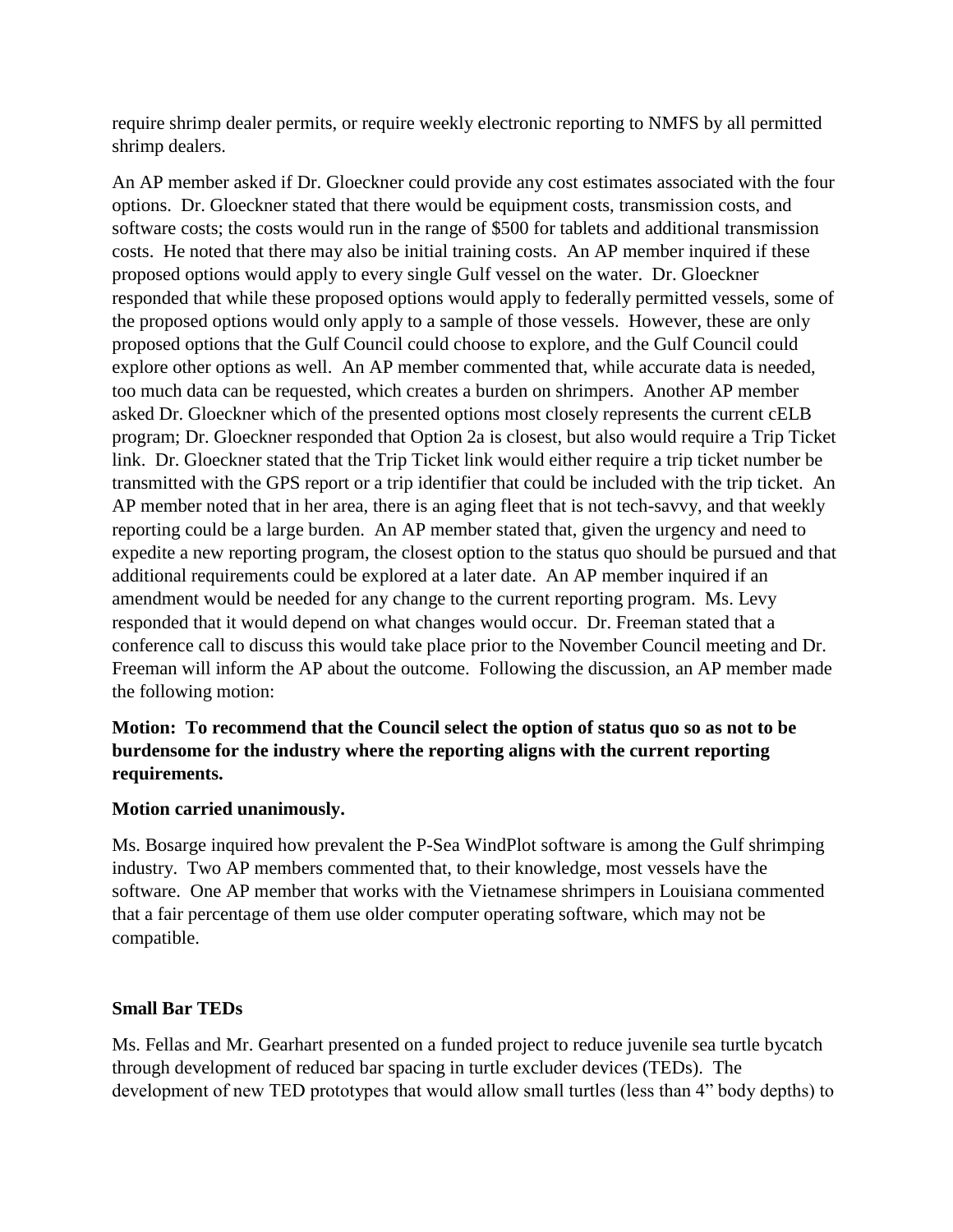require shrimp dealer permits, or require weekly electronic reporting to NMFS by all permitted shrimp dealers.

An AP member asked if Dr. Gloeckner could provide any cost estimates associated with the four options. Dr. Gloeckner stated that there would be equipment costs, transmission costs, and software costs; the costs would run in the range of $500 for tablets and additional transmission costs. He noted that there may also be initial training costs. An AP member inquired if these proposed options would apply to every single Gulf vessel on the water. Dr. Gloeckner responded that while these proposed options would apply to federally permitted vessels, some of the proposed options would only apply to a sample of those vessels. However, these are only proposed options that the Gulf Council could choose to explore, and the Gulf Council could explore other options as well. An AP member commented that, while accurate data is needed, too much data can be requested, which creates a burden on shrimpers. Another AP member asked Dr. Gloeckner which of the presented options most closely represents the current cELB program; Dr. Gloeckner responded that Option 2a is closest, but also would require a Trip Ticket link. Dr. Gloeckner stated that the Trip Ticket link would either require a trip ticket number be transmitted with the GPS report or a trip identifier that could be included with the trip ticket. An AP member noted that in her area, there is an aging fleet that is not tech-savvy, and that weekly reporting could be a large burden. An AP member stated that, given the urgency and need to expedite a new reporting program, the closest option to the status quo should be pursued and that additional requirements could be explored at a later date. An AP member inquired if an amendment would be needed for any change to the current reporting program. Ms. Levy responded that it would depend on what changes would occur. Dr. Freeman stated that a conference call to discuss this would take place prior to the November Council meeting and Dr. Freeman will inform the AP about the outcome. Following the discussion, an AP member made the following motion:

**Motion: To recommend that the Council select the option of status quo so as not to be burdensome for the industry where the reporting aligns with the current reporting requirements.**

**Motion carried unanimously.**

Ms. Bosarge inquired how prevalent the P-Sea WindPlot software is among the Gulf shrimping industry. Two AP members commented that, to their knowledge, most vessels have the software. One AP member that works with the Vietnamese shrimpers in Louisiana commented that a fair percentage of them use older computer operating software, which may not be compatible.

**Small Bar TEDs**

Ms. Fellas and Mr. Gearhart presented on a funded project to reduce juvenile sea turtle bycatch through development of reduced bar spacing in turtle excluder devices (TEDs). The development of new TED prototypes that would allow small turtles (less than 4" body depths) to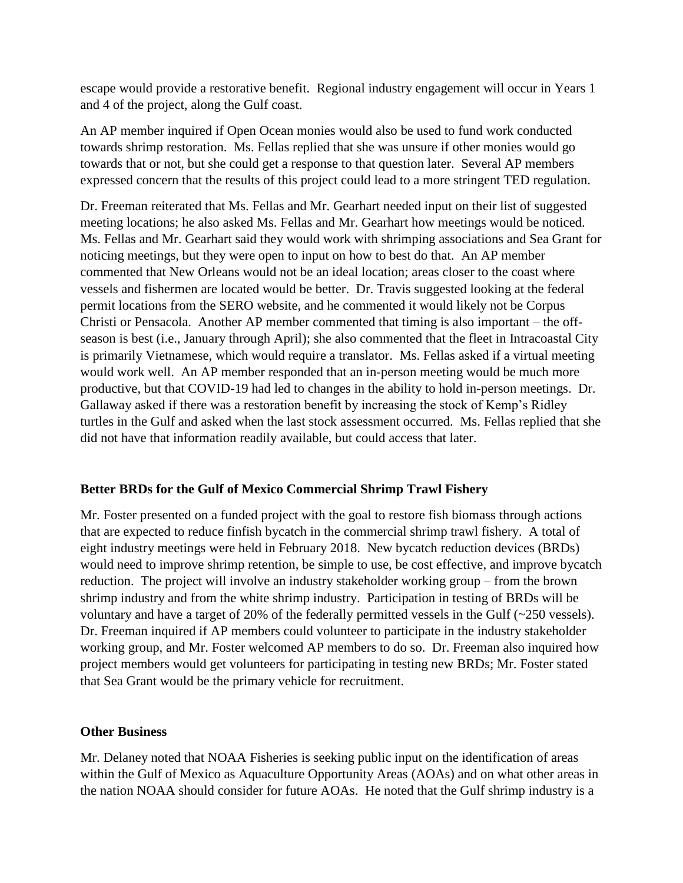escape would provide a restorative benefit. Regional industry engagement will occur in Years 1 and 4 of the project, along the Gulf coast.

An AP member inquired if Open Ocean monies would also be used to fund work conducted towards shrimp restoration. Ms. Fellas replied that she was unsure if other monies would go towards that or not, but she could get a response to that question later. Several AP members expressed concern that the results of this project could lead to a more stringent TED regulation.

Dr. Freeman reiterated that Ms. Fellas and Mr. Gearhart needed input on their list of suggested meeting locations; he also asked Ms. Fellas and Mr. Gearhart how meetings would be noticed. Ms. Fellas and Mr. Gearhart said they would work with shrimping associations and Sea Grant for noticing meetings, but they were open to input on how to best do that. An AP member commented that New Orleans would not be an ideal location; areas closer to the coast where vessels and fishermen are located would be better. Dr. Travis suggested looking at the federal permit locations from the SERO website, and he commented it would likely not be Corpus Christi or Pensacola. Another AP member commented that timing is also important – the off-season is best (i.e., January through April); she also commented that the fleet in Intracoastal City is primarily Vietnamese, which would require a translator. Ms. Fellas asked if a virtual meeting would work well. An AP member responded that an in-person meeting would be much more productive, but that COVID-19 had led to changes in the ability to hold in-person meetings. Dr. Gallaway asked if there was a restoration benefit by increasing the stock of Kemp's Ridley turtles in the Gulf and asked when the last stock assessment occurred. Ms. Fellas replied that she did not have that information readily available, but could access that later.

**Better BRDs for the Gulf of Mexico Commercial Shrimp Trawl Fishery**

Mr. Foster presented on a funded project with the goal to restore fish biomass through actions that are expected to reduce finfish bycatch in the commercial shrimp trawl fishery. A total of eight industry meetings were held in February 2018. New bycatch reduction devices (BRDs) would need to improve shrimp retention, be simple to use, be cost effective, and improve bycatch reduction. The project will involve an industry stakeholder working group – from the brown shrimp industry and from the white shrimp industry. Participation in testing of BRDs will be voluntary and have a target of 20% of the federally permitted vessels in the Gulf (~250 vessels). Dr. Freeman inquired if AP members could volunteer to participate in the industry stakeholder working group, and Mr. Foster welcomed AP members to do so. Dr. Freeman also inquired how project members would get volunteers for participating in testing new BRDs; Mr. Foster stated that Sea Grant would be the primary vehicle for recruitment.

**Other Business**

Mr. Delaney noted that NOAA Fisheries is seeking public input on the identification of areas within the Gulf of Mexico as Aquaculture Opportunity Areas (AOAs) and on what other areas in the nation NOAA should consider for future AOAs. He noted that the Gulf shrimp industry is a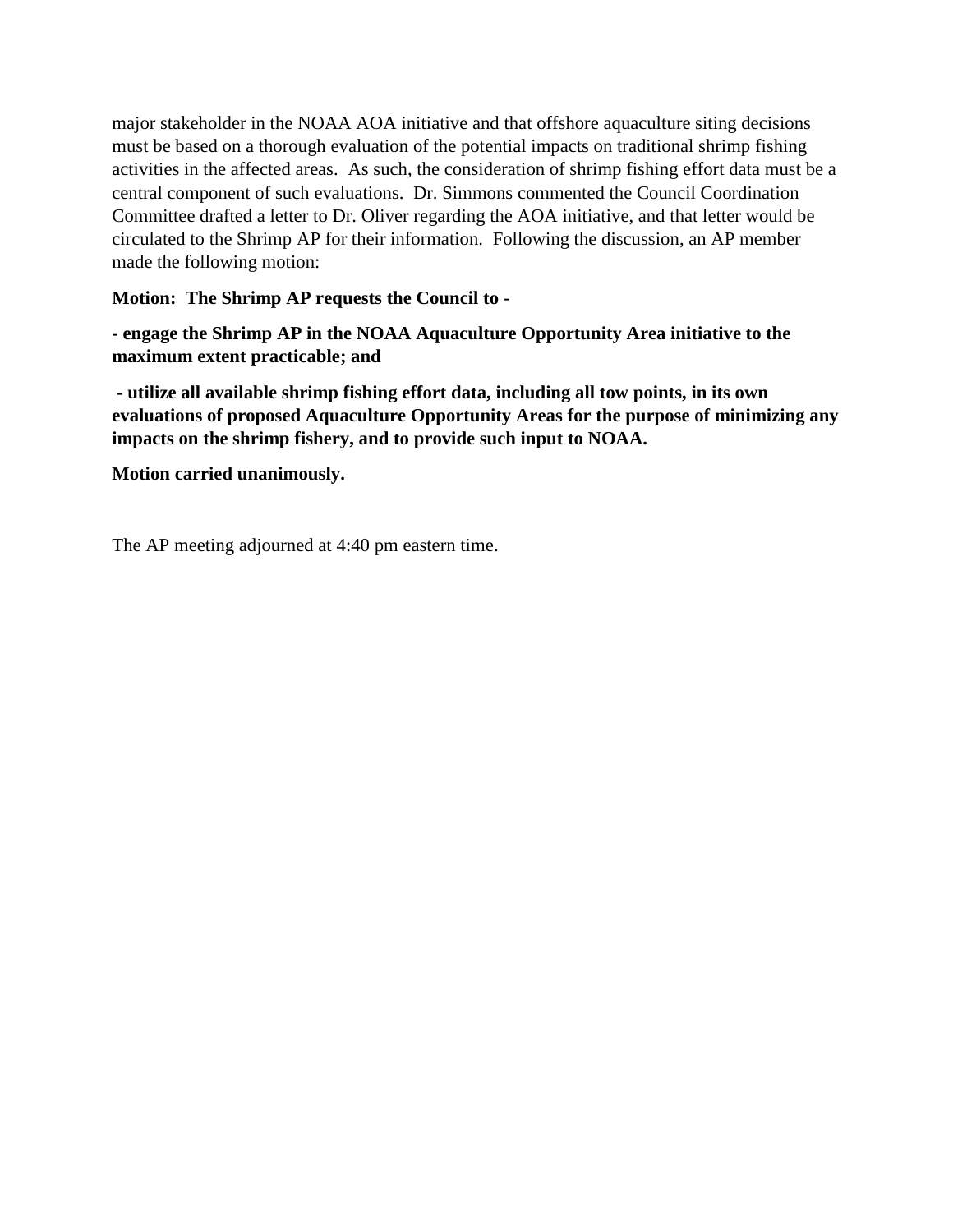major stakeholder in the NOAA AOA initiative and that offshore aquaculture siting decisions must be based on a thorough evaluation of the potential impacts on traditional shrimp fishing activities in the affected areas. As such, the consideration of shrimp fishing effort data must be a central component of such evaluations. Dr. Simmons commented the Council Coordination Committee drafted a letter to Dr. Oliver regarding the AOA initiative, and that letter would be circulated to the Shrimp AP for their information. Following the discussion, an AP member made the following motion:

**Motion: The Shrimp AP requests the Council to -**

**- engage the Shrimp AP in the NOAA Aquaculture Opportunity Area initiative to the maximum extent practicable; and**

**- utilize all available shrimp fishing effort data, including all tow points, in its own evaluations of proposed Aquaculture Opportunity Areas for the purpose of minimizing any impacts on the shrimp fishery, and to provide such input to NOAA.**

**Motion carried unanimously.**

The AP meeting adjourned at 4:40 pm eastern time.